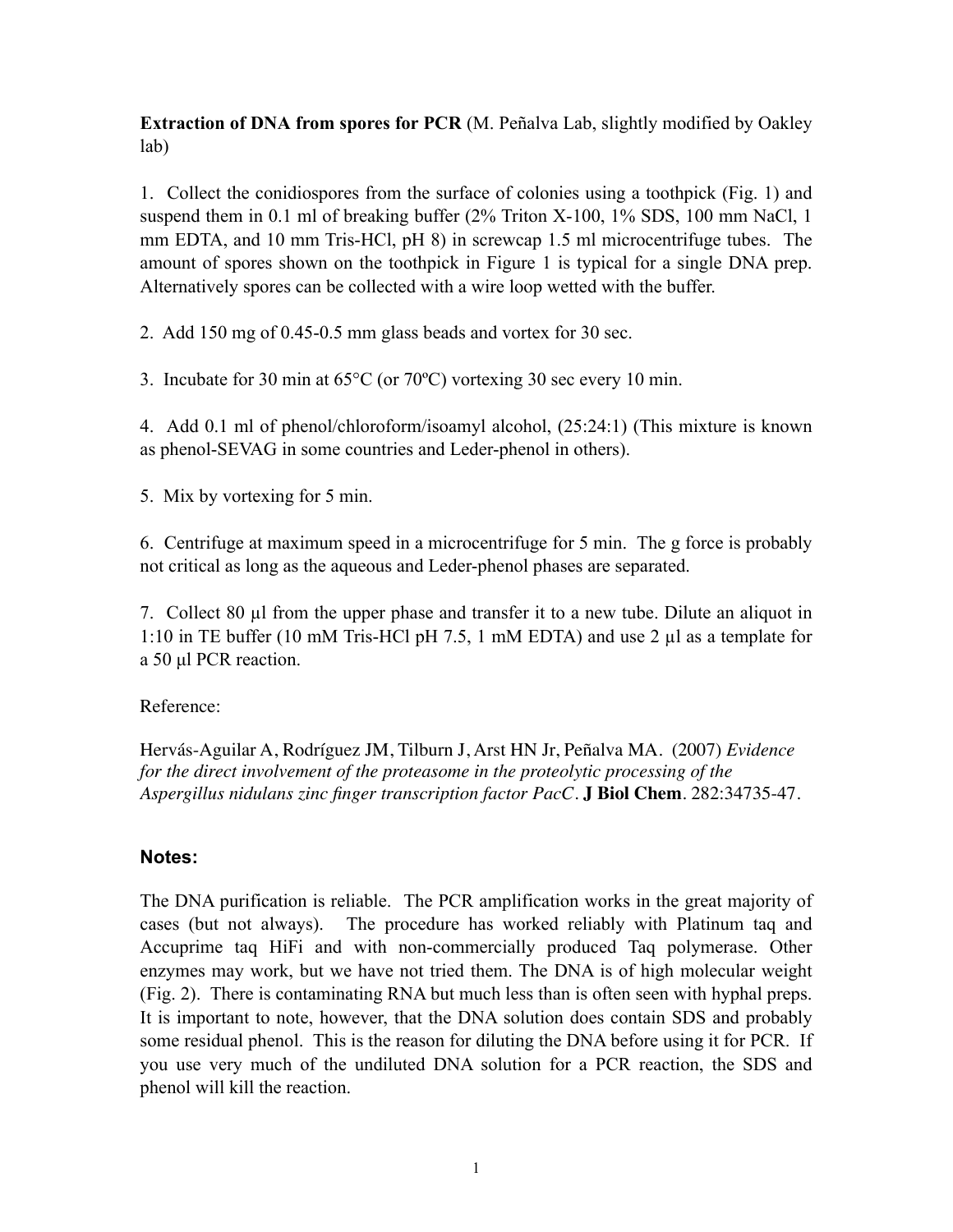**Extraction of DNA from spores for PCR** (M. Peñalva Lab, slightly modified by Oakley lab)

1. Collect the conidiospores from the surface of colonies using a toothpick (Fig. 1) and suspend them in 0.1 ml of breaking buffer (2% Triton X-100, 1% SDS, 100 mm NaCl, 1 mm EDTA, and 10 mm Tris-HCl, pH 8) in screwcap 1.5 ml microcentrifuge tubes. The amount of spores shown on the toothpick in Figure 1 is typical for a single DNA prep. Alternatively spores can be collected with a wire loop wetted with the buffer.

2. Add 150 mg of 0.45-0.5 mm glass beads and vortex for 30 sec.

3. Incubate for 30 min at 65°C (or 70ºC) vortexing 30 sec every 10 min.

4. Add 0.1 ml of phenol/chloroform/isoamyl alcohol, (25:24:1) (This mixture is known as phenol-SEVAG in some countries and Leder-phenol in others).

5. Mix by vortexing for 5 min.

6. Centrifuge at maximum speed in a microcentrifuge for 5 min. The g force is probably not critical as long as the aqueous and Leder-phenol phases are separated.

7. Collect 80 µl from the upper phase and transfer it to a new tube. Dilute an aliquot in 1:10 in TE buffer (10 mM Tris-HCl pH 7.5, 1 mM EDTA) and use 2 µl as a template for a 50 µl PCR reaction.

Reference:

Hervás-Aguilar A, Rodríguez JM, Tilburn J, Arst HN Jr, Peñalva MA. (2007) *Evidence for the direct involvement of the proteasome in the proteolytic processing of the Aspergillus nidulans zinc finger transcription factor PacC*. **J Biol Chem**. 282:34735-47.

## Notes:

The DNA purification is reliable. The PCR amplification works in the great majority of cases (but not always). The procedure has worked reliably with Platinum taq and Accuprime taq HiFi and with non-commercially produced Taq polymerase. Other enzymes may work, but we have not tried them. The DNA is of high molecular weight (Fig. 2). There is contaminating RNA but much less than is often seen with hyphal preps. It is important to note, however, that the DNA solution does contain SDS and probably some residual phenol. This is the reason for diluting the DNA before using it for PCR. If you use very much of the undiluted DNA solution for a PCR reaction, the SDS and phenol will kill the reaction.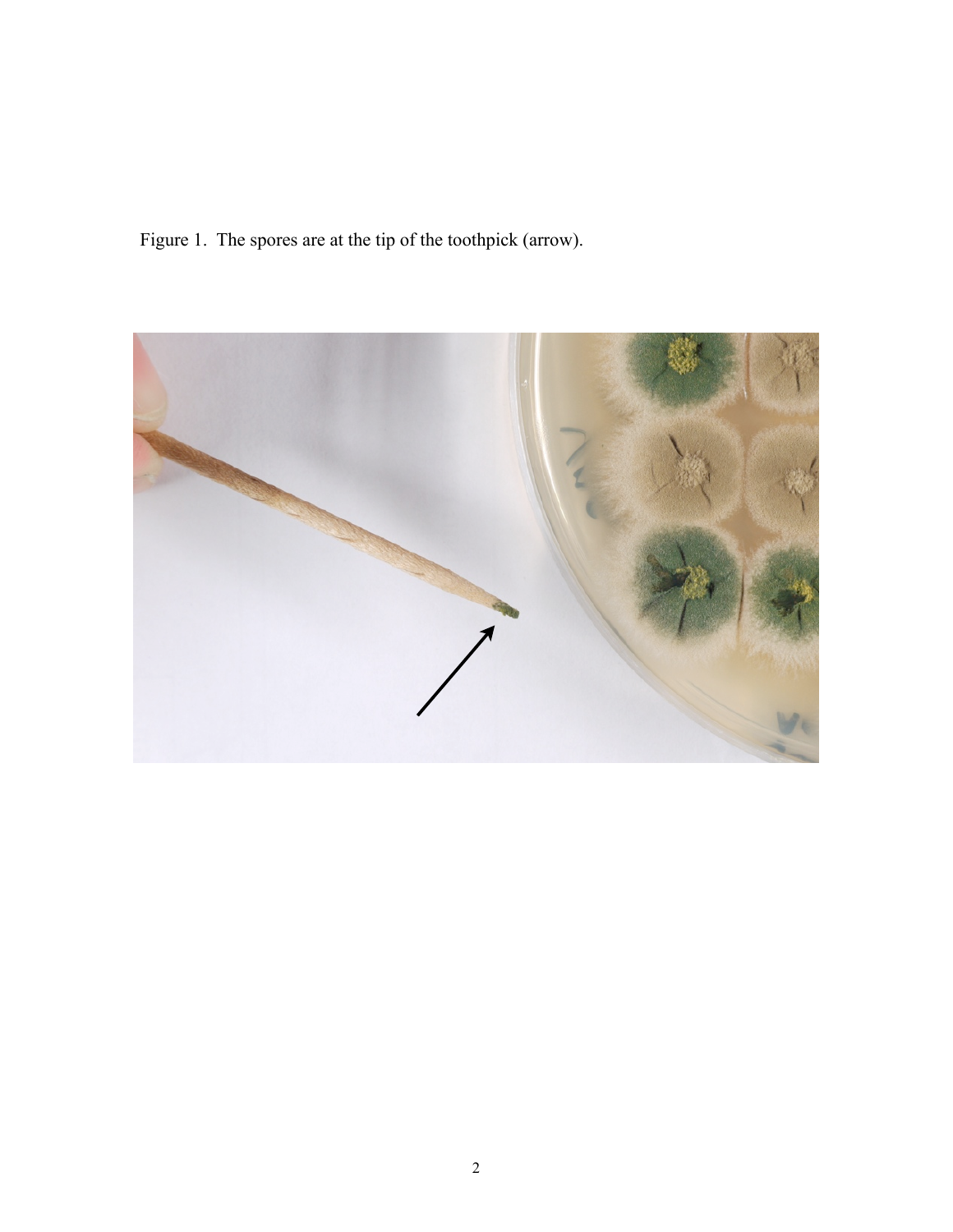Figure 1. The spores are at the tip of the toothpick (arrow).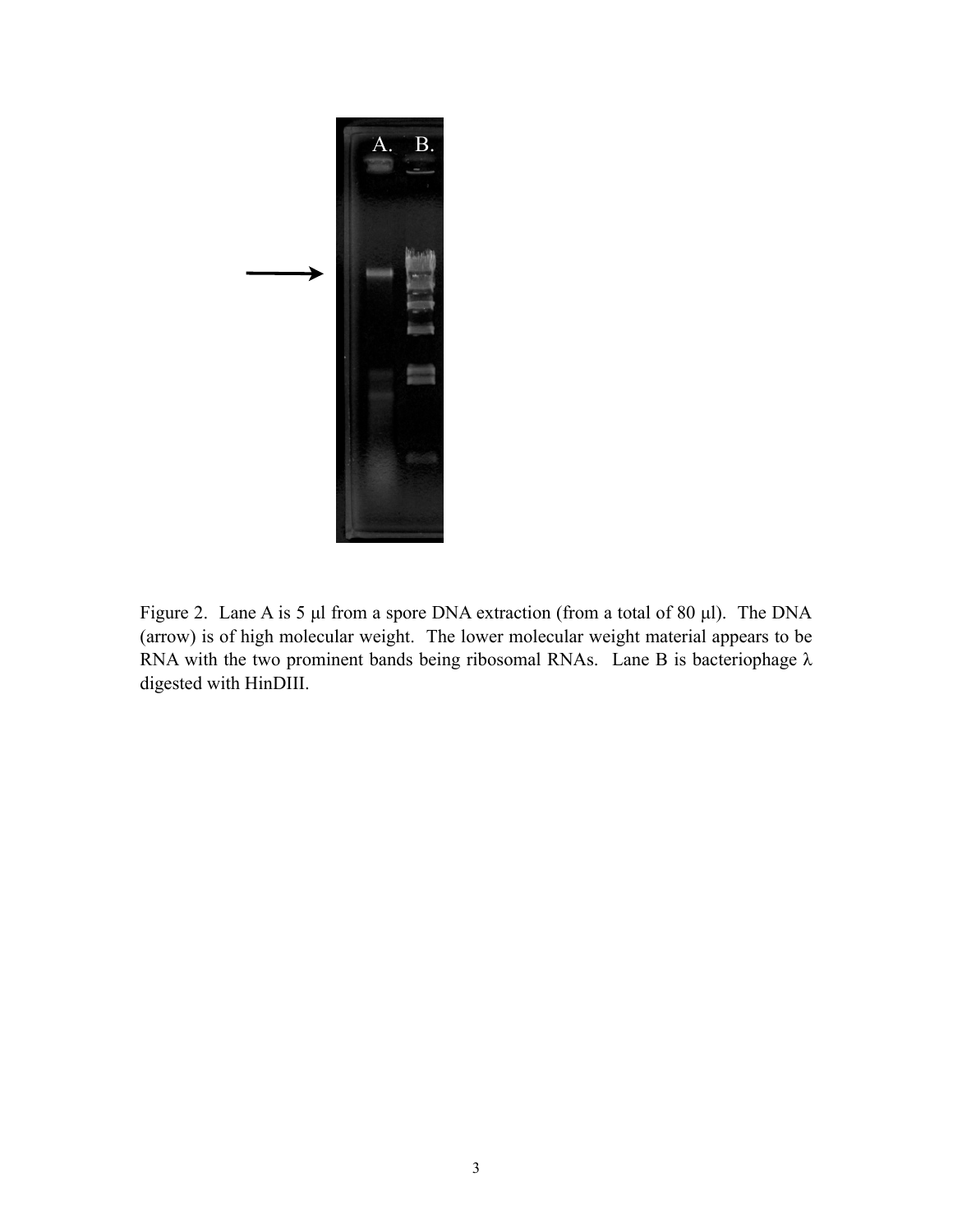Figure 2. Lane A is 5 μl from a spore DNA extraction (from a total of 80 μl). The DNA (arrow) is of high molecular weight. The lower molecular weight material appears to be RNA with the two prominent bands being ribosomal RNAs. Lane B is bacteriophage λ digested with HinDIII.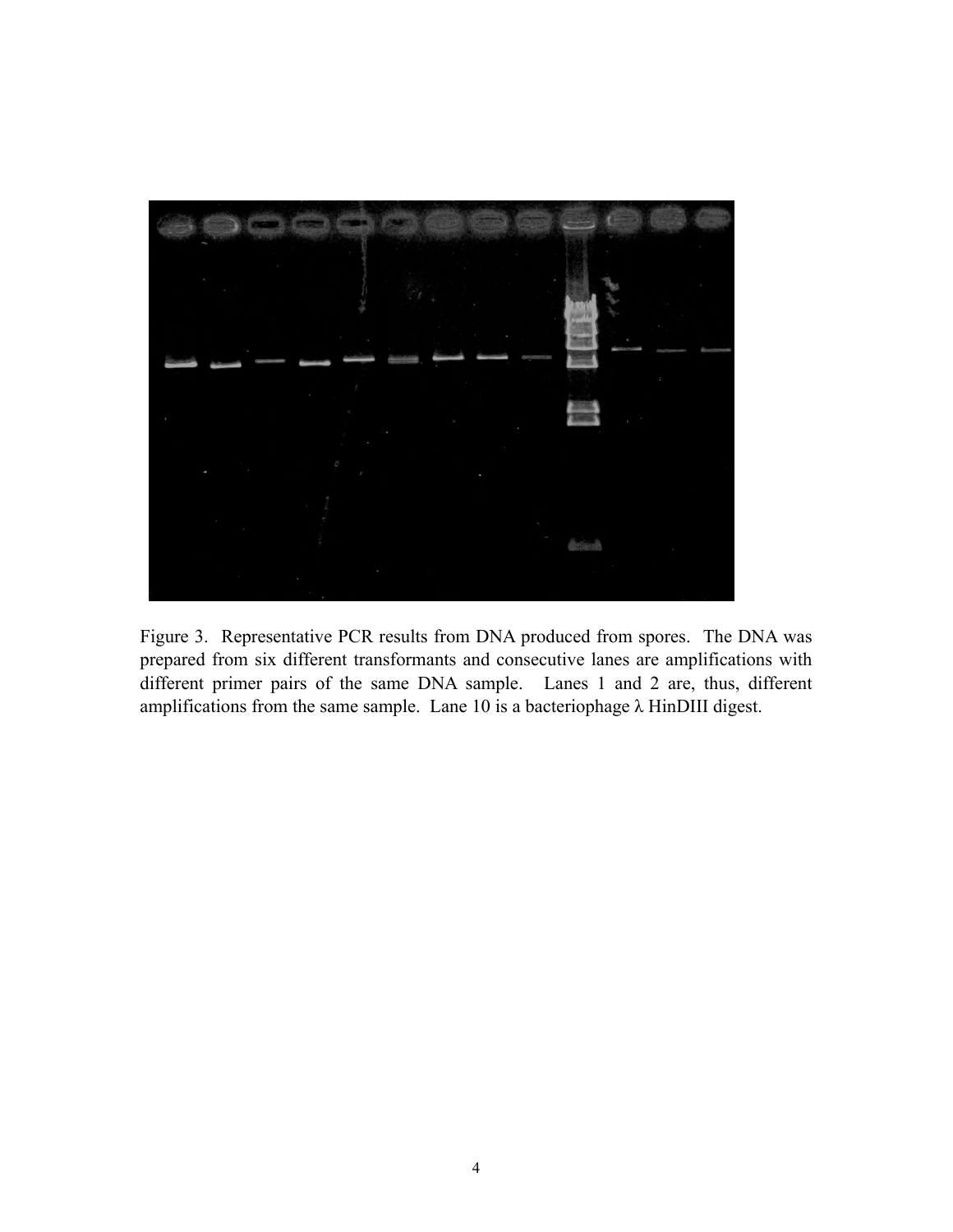Figure 3. Representative PCR results from DNA produced from spores. The DNA was prepared from six different transformants and consecutive lanes are amplifications with different primer pairs of the same DNA sample. Lanes 1 and 2 are, thus, different amplifications from the same sample. Lane 10 is a bacteriophage λ HinDIII digest.